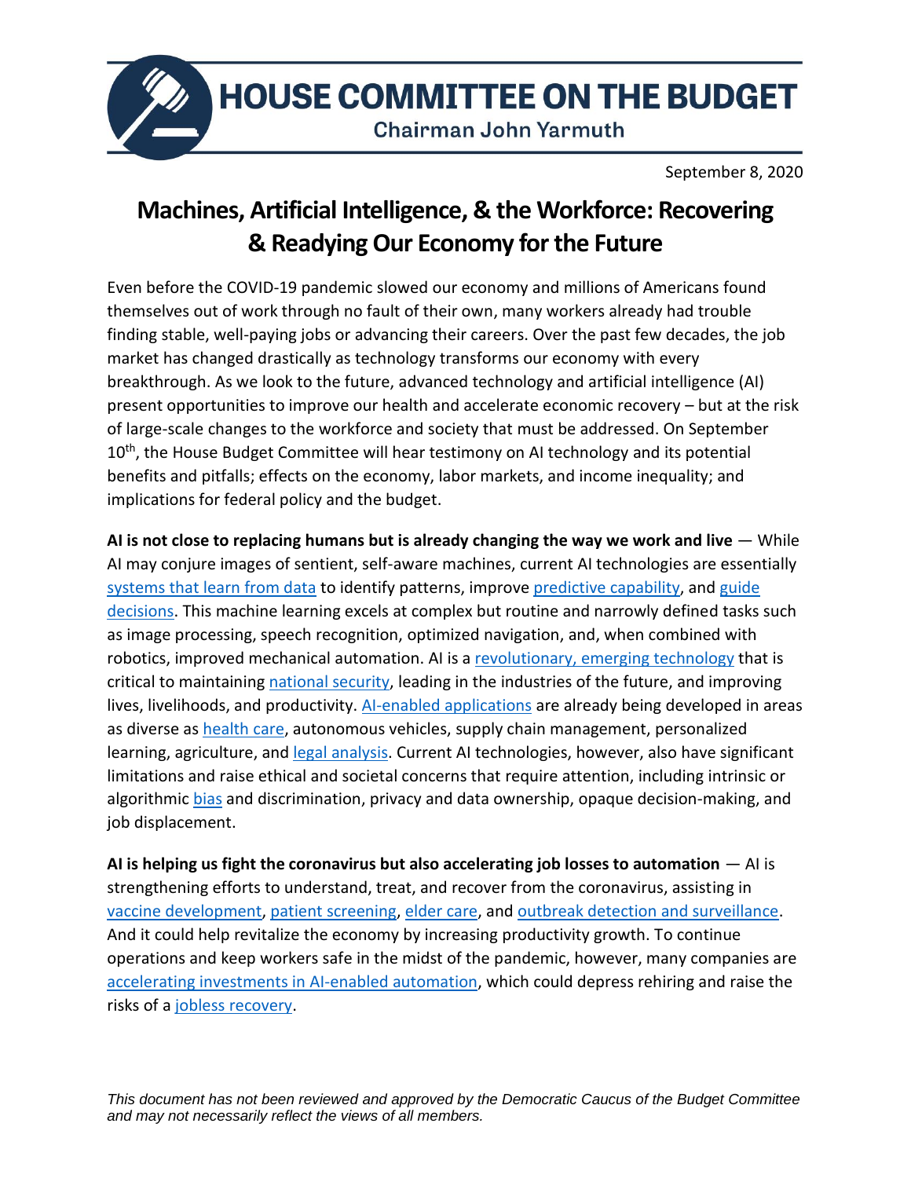# HOUSE COMMITTEE ON THE BUDGET

**Chairman John Yarmuth**

September 8, 2020

## Machines, Artificial Intelligence, & the Workforce: Recovering & Readying Our Economy for the Future

Even before the COVID-19 pandemic slowed our economy and millions of Americans found themselves out of work through no fault of their own, many workers already had trouble finding stable, well-paying jobs or advancing their careers. Over the past few decades, the job market has changed drastically as technology transforms our economy with every breakthrough. As we look to the future, advanced technology and artificial intelligence (AI) present opportunities to improve our health and accelerate economic recovery – but at the risk of large-scale changes to the workforce and society that must be addressed. On September 10th, the House Budget Committee will hear testimony on AI technology and its potential benefits and pitfalls; effects on the economy, labor markets, and income inequality; and implications for federal policy and the budget.

**AI is not close to replacing humans but is already changing the way we work and live** — While AI may conjure images of sentient, self-aware machines, current AI technologies are essentially systems that learn from data to identify patterns, improve predictive capability, and guide decisions. This machine learning excels at complex but routine and narrowly defined tasks such as image processing, speech recognition, optimized navigation, and, when combined with robotics, improved mechanical automation. AI is a revolutionary, emerging technology that is critical to maintaining national security, leading in the industries of the future, and improving lives, livelihoods, and productivity. AI-enabled applications are already being developed in areas as diverse as health care, autonomous vehicles, supply chain management, personalized learning, agriculture, and legal analysis. Current AI technologies, however, also have significant limitations and raise ethical and societal concerns that require attention, including intrinsic or algorithmic bias and discrimination, privacy and data ownership, opaque decision-making, and job displacement.

**AI is helping us fight the coronavirus but also accelerating job losses to automation** — AI is strengthening efforts to understand, treat, and recover from the coronavirus, assisting in vaccine development, patient screening, elder care, and outbreak detection and surveillance. And it could help revitalize the economy by increasing productivity growth. To continue operations and keep workers safe in the midst of the pandemic, however, many companies are accelerating investments in AI-enabled automation, which could depress rehiring and raise the risks of a jobless recovery.

*This document has not been reviewed and approved by the Democratic Caucus of the Budget Committee and may not necessarily reflect the views of all members.*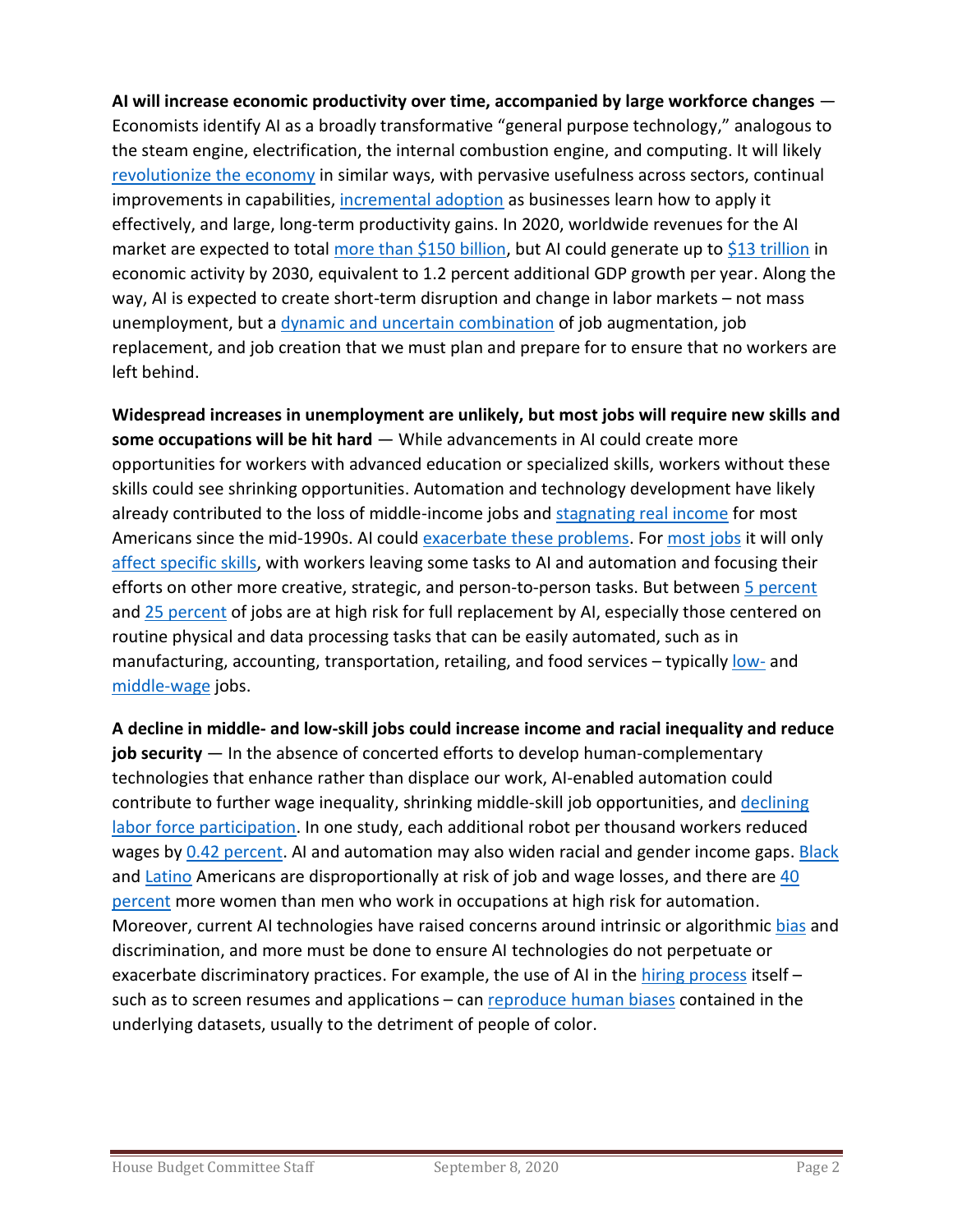**AI will increase economic productivity over time, accompanied by large workforce changes** — Economists identify AI as a broadly transformative "general purpose technology," analogous to the steam engine, electrification, the internal combustion engine, and computing. It will likely revolutionize the economy in similar ways, with pervasive usefulness across sectors, continual improvements in capabilities, incremental adoption as businesses learn how to apply it effectively, and large, long-term productivity gains. In 2020, worldwide revenues for the AI market are expected to total more than $150 billion, but AI could generate up to $13 trillion in economic activity by 2030, equivalent to 1.2 percent additional GDP growth per year. Along the way, AI is expected to create short-term disruption and change in labor markets – not mass unemployment, but a dynamic and uncertain combination of job augmentation, job replacement, and job creation that we must plan and prepare for to ensure that no workers are left behind.

**Widespread increases in unemployment are unlikely, but most jobs will require new skills and some occupations will be hit hard** — While advancements in AI could create more opportunities for workers with advanced education or specialized skills, workers without these skills could see shrinking opportunities. Automation and technology development have likely already contributed to the loss of middle-income jobs and stagnating real income for most Americans since the mid-1990s. AI could exacerbate these problems. For most jobs it will only affect specific skills, with workers leaving some tasks to AI and automation and focusing their efforts on other more creative, strategic, and person-to-person tasks. But between 5 percent and 25 percent of jobs are at high risk for full replacement by AI, especially those centered on routine physical and data processing tasks that can be easily automated, such as in manufacturing, accounting, transportation, retailing, and food services – typically low- and middle-wage jobs.

**A decline in middle- and low-skill jobs could increase income and racial inequality and reduce job security** — In the absence of concerted efforts to develop human-complementary technologies that enhance rather than displace our work, AI-enabled automation could contribute to further wage inequality, shrinking middle-skill job opportunities, and declining labor force participation. In one study, each additional robot per thousand workers reduced wages by 0.42 percent. AI and automation may also widen racial and gender income gaps. Black and Latino Americans are disproportionally at risk of job and wage losses, and there are 40 percent more women than men who work in occupations at high risk for automation. Moreover, current AI technologies have raised concerns around intrinsic or algorithmic bias and discrimination, and more must be done to ensure AI technologies do not perpetuate or exacerbate discriminatory practices. For example, the use of AI in the hiring process itself – such as to screen resumes and applications – can reproduce human biases contained in the underlying datasets, usually to the detriment of people of color.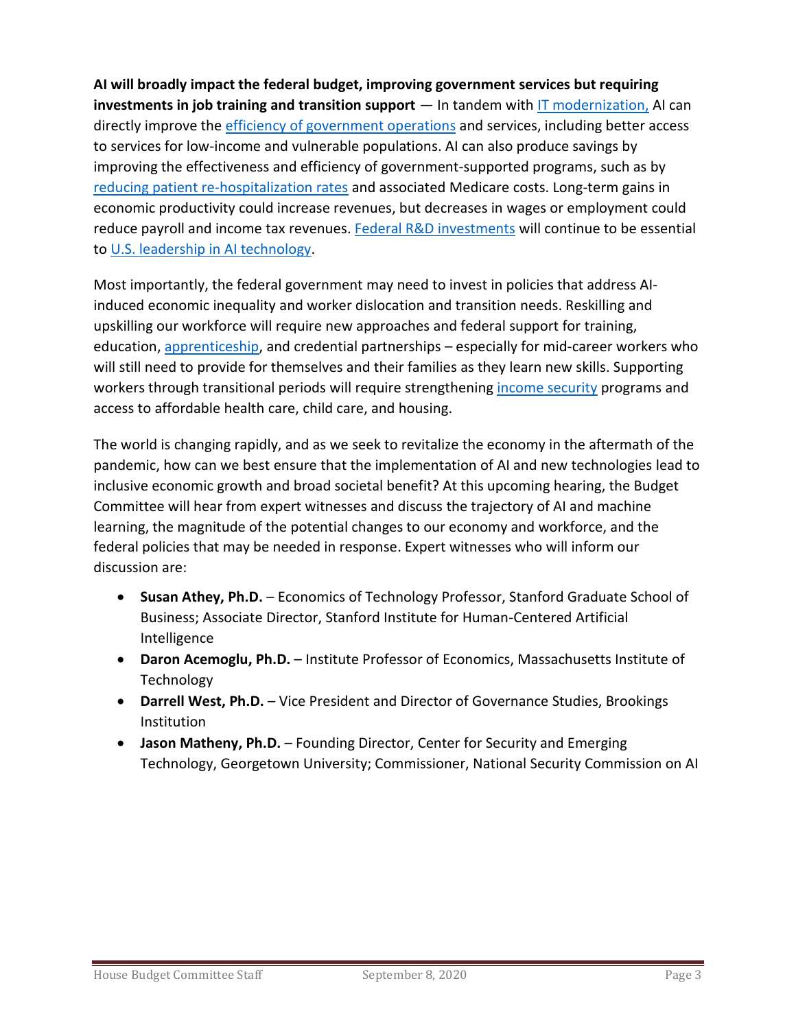**AI will broadly impact the federal budget, improving government services but requiring investments in job training and transition support** — In tandem with IT modernization, AI can directly improve the efficiency of government operations and services, including better access to services for low-income and vulnerable populations. AI can also produce savings by improving the effectiveness and efficiency of government-supported programs, such as by reducing patient re-hospitalization rates and associated Medicare costs. Long-term gains in economic productivity could increase revenues, but decreases in wages or employment could reduce payroll and income tax revenues. Federal R&D investments will continue to be essential to U.S. leadership in AI technology.

Most importantly, the federal government may need to invest in policies that address AI-induced economic inequality and worker dislocation and transition needs. Reskilling and upskilling our workforce will require new approaches and federal support for training, education, apprenticeship, and credential partnerships – especially for mid-career workers who will still need to provide for themselves and their families as they learn new skills. Supporting workers through transitional periods will require strengthening income security programs and access to affordable health care, child care, and housing.

The world is changing rapidly, and as we seek to revitalize the economy in the aftermath of the pandemic, how can we best ensure that the implementation of AI and new technologies lead to inclusive economic growth and broad societal benefit? At this upcoming hearing, the Budget Committee will hear from expert witnesses and discuss the trajectory of AI and machine learning, the magnitude of the potential changes to our economy and workforce, and the federal policies that may be needed in response. Expert witnesses who will inform our discussion are:

- **Susan Athey, Ph.D.** – Economics of Technology Professor, Stanford Graduate School of Business; Associate Director, Stanford Institute for Human-Centered Artificial Intelligence
- **Daron Acemoglu, Ph.D.** – Institute Professor of Economics, Massachusetts Institute of Technology
- **Darrell West, Ph.D.** – Vice President and Director of Governance Studies, Brookings Institution
- **Jason Matheny, Ph.D.** – Founding Director, Center for Security and Emerging Technology, Georgetown University; Commissioner, National Security Commission on AI